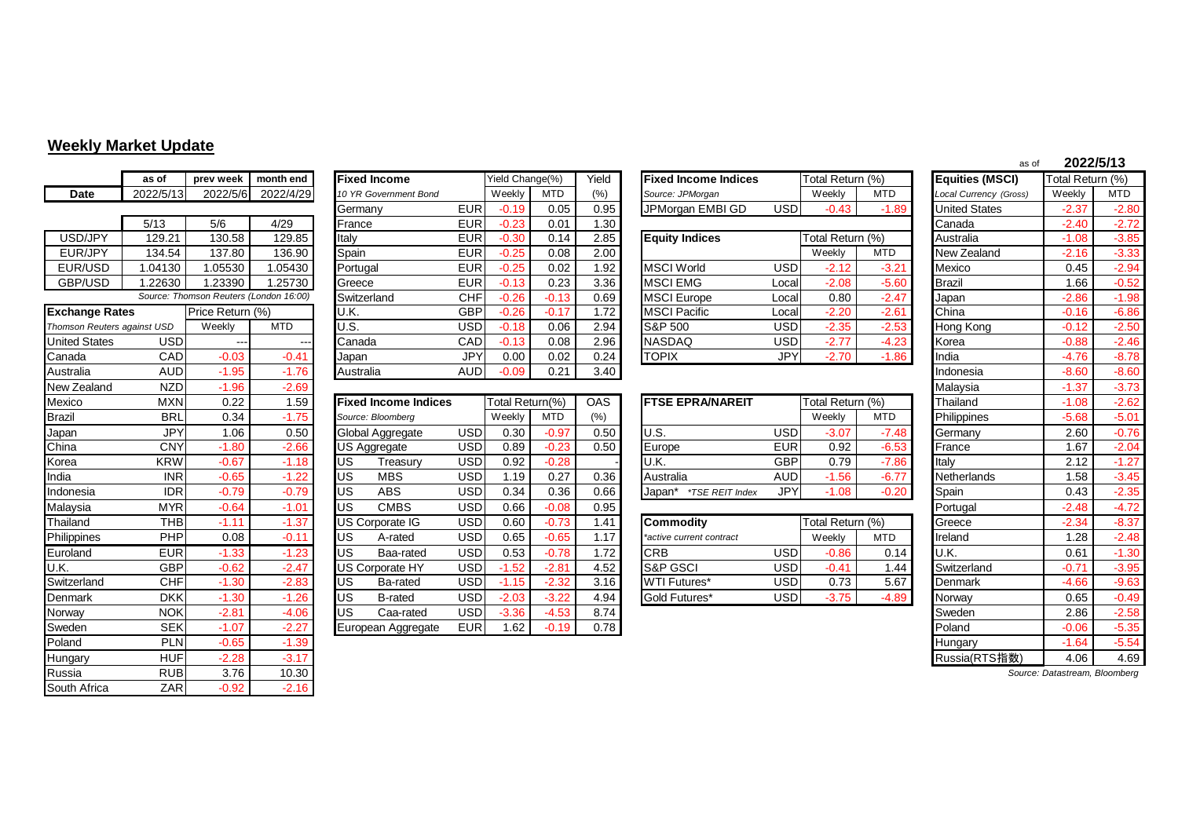## Weekly Market Update

as of **2022/5/13**

| | as of | prev week | month end |
|---|---|---|---|
| **Date** | 2022/5/13 | 2022/5/6 | 2022/4/29 |
| | 5/13 | 5/6 | 4/29 |
| USD/JPY | 129.21 | 130.58 | 129.85 |
| EUR/JPY | 134.54 | 137.80 | 136.90 |
| EUR/USD | 1.04130 | 1.05530 | 1.05430 |
| GBP/USD | 1.22630 | 1.23390 | 1.25730 |

*Source: Thomson Reuters (London 16:00)*

| **Exchange Rates** | | Price Return (%) | |
|---|---|---|---|
| *Thomson Reuters against USD* | | Weekly | MTD |
| United States | USD | --- | --- |
| Canada | CAD | -0.03 | -0.41 |
| Australia | AUD | -1.95 | -1.76 |
| New Zealand | NZD | -1.96 | -2.69 |
| Mexico | MXN | 0.22 | 1.59 |
| Brazil | BRL | 0.34 | -1.75 |
| Japan | JPY | 1.06 | 0.50 |
| China | CNY | -1.80 | -2.66 |
| Korea | KRW | -0.67 | -1.18 |
| India | INR | -0.65 | -1.22 |
| Indonesia | IDR | -0.79 | -0.79 |
| Malaysia | MYR | -0.64 | -1.01 |
| Thailand | THB | -1.11 | -1.37 |
| Philippines | PHP | 0.08 | -0.11 |
| Euroland | EUR | -1.33 | -1.23 |
| U.K. | GBP | -0.62 | -2.47 |
| Switzerland | CHF | -1.30 | -2.83 |
| Denmark | DKK | -1.30 | -1.26 |
| Norway | NOK | -2.81 | -4.06 |
| Sweden | SEK | -1.07 | -2.27 |
| Poland | PLN | -0.65 | -1.39 |
| Hungary | HUF | -2.28 | -3.17 |
| Russia | RUB | 3.76 | 10.30 |
| South Africa | ZAR | -0.92 | -2.16 |

| **Fixed Income** | | Yield Change(%) | | Yield |
|---|---|---|---|---|
| *10 YR Government Bond* | | Weekly | MTD | (%) |
| Germany | EUR | -0.19 | 0.05 | 0.95 |
| France | EUR | -0.23 | 0.01 | 1.30 |
| Italy | EUR | -0.30 | 0.14 | 2.85 |
| Spain | EUR | -0.25 | 0.08 | 2.00 |
| Portugal | EUR | -0.25 | 0.02 | 1.92 |
| Greece | EUR | -0.13 | 0.23 | 3.36 |
| Switzerland | CHF | -0.26 | -0.13 | 0.69 |
| U.K. | GBP | -0.26 | -0.17 | 1.72 |
| U.S. | USD | -0.18 | 0.06 | 2.94 |
| Canada | CAD | -0.13 | 0.08 | 2.96 |
| Japan | JPY | 0.00 | 0.02 | 0.24 |
| Australia | AUD | -0.09 | 0.21 | 3.40 |

| **Fixed Income Indices** | | Total Return(%) | | OAS |
|---|---|---|---|---|
| *Source: Bloomberg* | | Weekly | MTD | (%) |
| Global Aggregate | USD | 0.30 | -0.97 | 0.50 |
| US Aggregate | USD | 0.89 | -0.23 | 0.50 |
| US Treasury | USD | 0.92 | -0.28 | - |
| US MBS | USD | 1.19 | 0.27 | 0.36 |
| US ABS | USD | 0.34 | 0.36 | 0.66 |
| US CMBS | USD | 0.66 | -0.08 | 0.95 |
| US Corporate IG | USD | 0.60 | -0.73 | 1.41 |
| US A-rated | USD | 0.65 | -0.65 | 1.17 |
| US Baa-rated | USD | 0.53 | -0.78 | 1.72 |
| US Corporate HY | USD | -1.52 | -2.81 | 4.52 |
| US Ba-rated | USD | -1.15 | -2.32 | 3.16 |
| US B-rated | USD | -2.03 | -3.22 | 4.94 |
| US Caa-rated | USD | -3.36 | -4.53 | 8.74 |
| European Aggregate | EUR | 1.62 | -0.19 | 0.78 |

| **Fixed Income Indices** | | Total Return (%) | |
|---|---|---|---|
| *Source: JPMorgan* | | Weekly | MTD |
| JPMorgan EMBI GD | USD | -0.43 | -1.89 |

| **Equity Indices** | | Total Return (%) | |
|---|---|---|---|
| | | Weekly | MTD |
| MSCI World | USD | -2.12 | -3.21 |
| MSCI EMG | Local | -2.08 | -5.60 |
| MSCI Europe | Local | 0.80 | -2.47 |
| MSCI Pacific | Local | -2.20 | -2.61 |
| S&P 500 | USD | -2.35 | -2.53 |
| NASDAQ | USD | -2.77 | -4.23 |
| TOPIX | JPY | -2.70 | -1.86 |

| **FTSE EPRA/NAREIT** | | Total Return (%) | |
|---|---|---|---|
| | | Weekly | MTD |
| U.S. | USD | -3.07 | -7.48 |
| Europe | EUR | 0.92 | -6.53 |
| U.K. | GBP | 0.79 | -7.86 |
| Australia | AUD | -1.56 | -6.77 |
| Japan* *TSE REIT Index* | JPY | -1.08 | -0.20 |

| **Commodity** | | Total Return (%) | |
|---|---|---|---|
| *\*active current contract* | | Weekly | MTD |
| CRB | USD | -0.86 | 0.14 |
| S&P GSCI | USD | -0.41 | 1.44 |
| WTI Futures* | USD | 0.73 | 5.67 |
| Gold Futures* | USD | -3.75 | -4.89 |

| **Equities (MSCI)** | Total Return (%) | |
|---|---|---|
| *Local Currency (Gross)* | Weekly | MTD |
| United States | -2.37 | -2.80 |
| Canada | -2.40 | -2.72 |
| Australia | -1.08 | -3.85 |
| New Zealand | -2.16 | -3.33 |
| Mexico | 0.45 | -2.94 |
| Brazil | 1.66 | -0.52 |
| Japan | -2.86 | -1.98 |
| China | -0.16 | -6.86 |
| Hong Kong | -0.12 | -2.50 |
| Korea | -0.88 | -2.46 |
| India | -4.76 | -8.78 |
| Indonesia | -8.60 | -8.60 |
| Malaysia | -1.37 | -3.73 |
| Thailand | -1.08 | -2.62 |
| Philippines | -5.68 | -5.01 |
| Germany | 2.60 | -0.76 |
| France | 1.67 | -2.04 |
| Italy | 2.12 | -1.27 |
| Netherlands | 1.58 | -3.45 |
| Spain | 0.43 | -2.35 |
| Portugal | -2.48 | -4.72 |
| Greece | -2.34 | -8.37 |
| Ireland | 1.28 | -2.48 |
| U.K. | 0.61 | -1.30 |
| Switzerland | -0.71 | -3.95 |
| Denmark | -4.66 | -9.63 |
| Norway | 0.65 | -0.49 |
| Sweden | 2.86 | -2.58 |
| Poland | -0.06 | -5.35 |
| Hungary | -1.64 | -5.54 |
| Russia(RTS指数) | 4.06 | 4.69 |

*Source: Datastream, Bloomberg*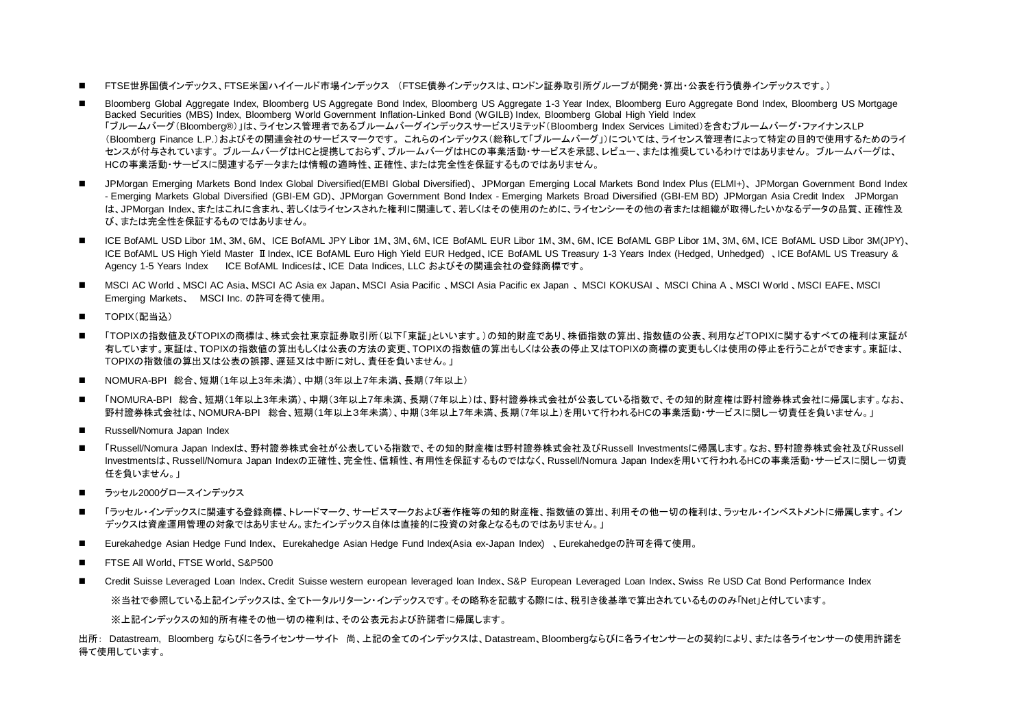- FTSE世界国債インデックス、FTSE米国ハイイールド市場インデックス （FTSE債券インデックスは、ロンドン証券取引所グループが開発・算出・公表を行う債券インデックスです。）

- Bloomberg Global Aggregate Index, Bloomberg US Aggregate Bond Index, Bloomberg US Aggregate 1-3 Year Index, Bloomberg Euro Aggregate Bond Index, Bloomberg US Mortgage Backed Securities (MBS) Index, Bloomberg World Government Inflation-Linked Bond (WGILB) Index, Bloomberg Global High Yield Index
「ブルームバーグ（Bloomberg®）」は、ライセンス管理者であるブルームバーグインデックスサービスリミテッド（Bloomberg Index Services Limited）を含むブルームバーグ・ファイナンスLP（Bloomberg Finance L.P.）およびその関連会社のサービスマークです。 これらのインデックス（総称して「ブルームバーグ」）については、ライセンス管理者によって特定の目的で使用するためのライセンスが付与されています。 ブルームバーグはHCと提携しておらず、ブルームバーグはHCの事業活動・サービスを承認、レビュー、または推奨しているわけではありません。 ブルームバーグは、HCの事業活動・サービスに関連するデータまたは情報の適時性、正確性、または完全性を保証するものではありません。

- JPMorgan Emerging Markets Bond Index Global Diversified(EMBI Global Diversified)、 JPMorgan Emerging Local Markets Bond Index Plus (ELMI+)、 JPMorgan Government Bond Index - Emerging Markets Global Diversified (GBI-EM GD)、 JPMorgan Government Bond Index - Emerging Markets Broad Diversified (GBI-EM BD) JPMorgan Asia Credit Index JPMorganは、JPMorgan Index、またはこれに含まれ、若しくはライセンスされた権利に関連して、若しくはその使用のために、ライセンシーその他の者または組織が取得したいかなるデータの品質、正確性及び、または完全性を保証するものではありません。

- ICE BofAML USD Libor 1M、3M、6M、 ICE BofAML JPY Libor 1M、3M、6M、ICE BofAML EUR Libor 1M、3M、6M、ICE BofAML GBP Libor 1M、3M、6M、ICE BofAML USD Libor 3M(JPY)、ICE BofAML US High Yield Master Ⅱ Index、ICE BofAML Euro High Yield EUR Hedged、ICE BofAML US Treasury 1-3 Years Index (Hedged, Unhedged) 、ICE BofAML US Treasury & Agency 1-5 Years Index ICE BofAML Indicesは、ICE Data Indices, LLC およびその関連会社の登録商標です。

- MSCI AC World 、MSCI AC Asia、MSCI AC Asia ex Japan、MSCI Asia Pacific 、MSCI Asia Pacific ex Japan 、 MSCI KOKUSAI 、 MSCI China A 、MSCI World 、MSCI EAFE、MSCI Emerging Markets、 MSCI Inc. の許可を得て使用。

- TOPIX（配当込）

- 「TOPIXの指数値及びTOPIXの商標は、株式会社東京証券取引所（以下「東証」といいます。）の知的財産であり、株価指数の算出、指数値の公表、利用などTOPIXに関するすべての権利は東証が有しています。東証は、TOPIXの指数値の算出もしくは公表の方法の変更、TOPIXの指数値の算出もしくは公表の停止又はTOPIXの商標の変更もしくは使用の停止を行うことができます。東証は、TOPIXの指数値の算出又は公表の誤謬、遅延又は中断に対し、責任を負いません。」

- NOMURA-BPI 総合、短期（1年以上3年未満）、中期（3年以上7年未満、長期（7年以上）

- 「NOMURA-BPI 総合、短期（1年以上3年未満）、中期（3年以上7年未満、長期（7年以上）は、野村證券株式会社が公表している指数で、その知的財産権は野村證券株式会社に帰属します。なお、野村證券株式会社は、NOMURA-BPI 総合、短期（1年以上3年未満）、中期（3年以上7年未満、長期（7年以上）を用いて行われるHCの事業活動・サービスに関し一切責任を負いません。」

- Russell/Nomura Japan Index

- 「Russell/Nomura Japan Indexは、野村證券株式会社が公表している指数で、その知的財産権は野村證券株式会社及びRussell Investmentsに帰属します。なお、野村證券株式会社及びRussell Investmentsは、Russell/Nomura Japan Indexの正確性、完全性、信頼性、有用性を保証するものではなく、Russell/Nomura Japan Indexを用いて行われるHCの事業活動・サービスに関し一切責任を負いません。」

- ラッセル2000グロースインデックス

- 「ラッセル・インデックスに関連する登録商標、トレードマーク、サービスマークおよび著作権等の知的財産権、指数値の算出、利用その他一切の権利は、ラッセル・インベストメントに帰属します。インデックスは資産運用管理の対象ではありません。またインデックス自体は直接的に投資の対象となるものではありません。」

- Eurekahedge Asian Hedge Fund Index、 Eurekahedge Asian Hedge Fund Index(Asia ex-Japan Index) 、Eurekahedgeの許可を得て使用。

- FTSE All World、FTSE World、S&P500

- Credit Suisse Leveraged Loan Index、Credit Suisse western european leveraged loan Index、S&P European Leveraged Loan Index、Swiss Re USD Cat Bond Performance Index

  ※当社で参照している上記インデックスは、全てトータルリターン・インデックスです。その略称を記載する際には、税引き後基準で算出されているもののみ「Net」と付しています。

  ※上記インデックスの知的所有権その他一切の権利は、その公表元および許諾者に帰属します。

出所： Datastream, Bloomberg ならびに各ライセンサーサイト 尚、上記の全てのインデックスは、Datastream、Bloombergならびに各ライセンサーとの契約により、または各ライセンサーの使用許諾を得て使用しています。